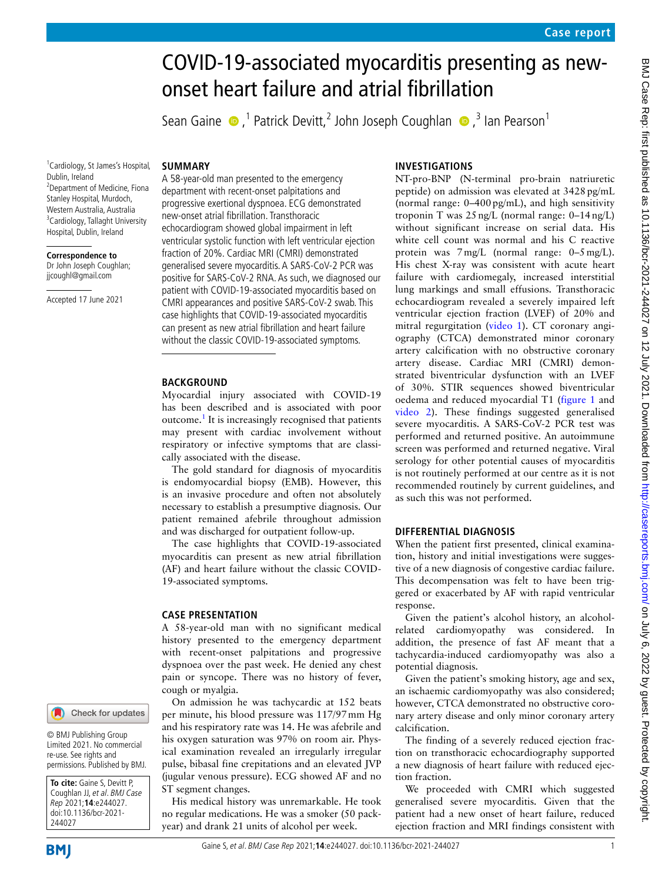Case report

# COVID-19-associated myocarditis presenting as new-onset heart failure and atrial fibrillation

Sean Gaine [1], Patrick Devitt [2], John Joseph Coughlan [3], Ian Pearson [1]

[1] Cardiology, St James's Hospital, Dublin, Ireland
[2] Department of Medicine, Fiona Stanley Hospital, Murdoch, Western Australia, Australia
[3] Cardiology, Tallaght University Hospital, Dublin, Ireland

**Correspondence to**
Dr John Joseph Coughlan; jjcoughl@gmail.com

Accepted 17 June 2021

© BMJ Publishing Group Limited 2021. No commercial re-use. See rights and permissions. Published by BMJ.

**To cite:** Gaine S, Devitt P, Coughlan JJ, *et al*. *BMJ Case Rep* 2021;**14**:e244027. doi:10.1136/bcr-2021-244027

## SUMMARY

A 58-year-old man presented to the emergency department with recent-onset palpitations and progressive exertional dyspnoea. ECG demonstrated new-onset atrial fibrillation. Transthoracic echocardiogram showed global impairment in left ventricular systolic function with left ventricular ejection fraction of 20%. Cardiac MRI (CMRI) demonstrated generalised severe myocarditis. A SARS-CoV-2 PCR was positive for SARS-CoV-2 RNA. As such, we diagnosed our patient with COVID-19-associated myocarditis based on CMRI appearances and positive SARS-CoV-2 swab. This case highlights that COVID-19-associated myocarditis can present as new atrial fibrillation and heart failure without the classic COVID-19-associated symptoms.

## BACKGROUND

Myocardial injury associated with COVID-19 has been described and is associated with poor outcome.[1] It is increasingly recognised that patients may present with cardiac involvement without respiratory or infective symptoms that are classically associated with the disease.

The gold standard for diagnosis of myocarditis is endomyocardial biopsy (EMB). However, this is an invasive procedure and often not absolutely necessary to establish a presumptive diagnosis. Our patient remained afebrile throughout admission and was discharged for outpatient follow-up.

The case highlights that COVID-19-associated myocarditis can present as new atrial fibrillation (AF) and heart failure without the classic COVID-19-associated symptoms.

## CASE PRESENTATION

A 58-year-old man with no significant medical history presented to the emergency department with recent-onset palpitations and progressive dyspnoea over the past week. He denied any chest pain or syncope. There was no history of fever, cough or myalgia.

On admission he was tachycardic at 152 beats per minute, his blood pressure was 117/97 mm Hg and his respiratory rate was 14. He was afebrile and his oxygen saturation was 97% on room air. Physical examination revealed an irregularly irregular pulse, bibasal fine crepitations and an elevated JVP (jugular venous pressure). ECG showed AF and no ST segment changes.

His medical history was unremarkable. He took no regular medications. He was a smoker (50 pack-year) and drank 21 units of alcohol per week.

## INVESTIGATIONS

NT-pro-BNP (N-terminal pro-brain natriuretic peptide) on admission was elevated at 3428 pg/mL (normal range: 0–400 pg/mL), and high sensitivity troponin T was 25 ng/L (normal range: 0–14 ng/L) without significant increase on serial data. His white cell count was normal and his C reactive protein was 7 mg/L (normal range: 0–5 mg/L). His chest X-ray was consistent with acute heart failure with cardiomegaly, increased interstitial lung markings and small effusions. Transthoracic echocardiogram revealed a severely impaired left ventricular ejection fraction (LVEF) of 20% and mitral regurgitation (video 1). CT coronary angiography (CTCA) demonstrated minor coronary artery calcification with no obstructive coronary artery disease. Cardiac MRI (CMRI) demonstrated biventricular dysfunction with an LVEF of 30%. STIR sequences showed biventricular oedema and reduced myocardial T1 (figure 1 and video 2). These findings suggested generalised severe myocarditis. A SARS-CoV-2 PCR test was performed and returned positive. An autoimmune screen was performed and returned negative. Viral serology for other potential causes of myocarditis is not routinely performed at our centre as it is not recommended routinely by current guidelines, and as such this was not performed.

## DIFFERENTIAL DIAGNOSIS

When the patient first presented, clinical examination, history and initial investigations were suggestive of a new diagnosis of congestive cardiac failure. This decompensation was felt to have been triggered or exacerbated by AF with rapid ventricular response.

Given the patient's alcohol history, an alcohol-related cardiomyopathy was considered. In addition, the presence of fast AF meant that a tachycardia-induced cardiomyopathy was also a potential diagnosis.

Given the patient's smoking history, age and sex, an ischaemic cardiomyopathy was also considered; however, CTCA demonstrated no obstructive coronary artery disease and only minor coronary artery calcification.

The finding of a severely reduced ejection fraction on transthoracic echocardiography supported a new diagnosis of heart failure with reduced ejection fraction.

We proceeded with CMRI which suggested generalised severe myocarditis. Given that the patient had a new onset of heart failure, reduced ejection fraction and MRI findings consistent with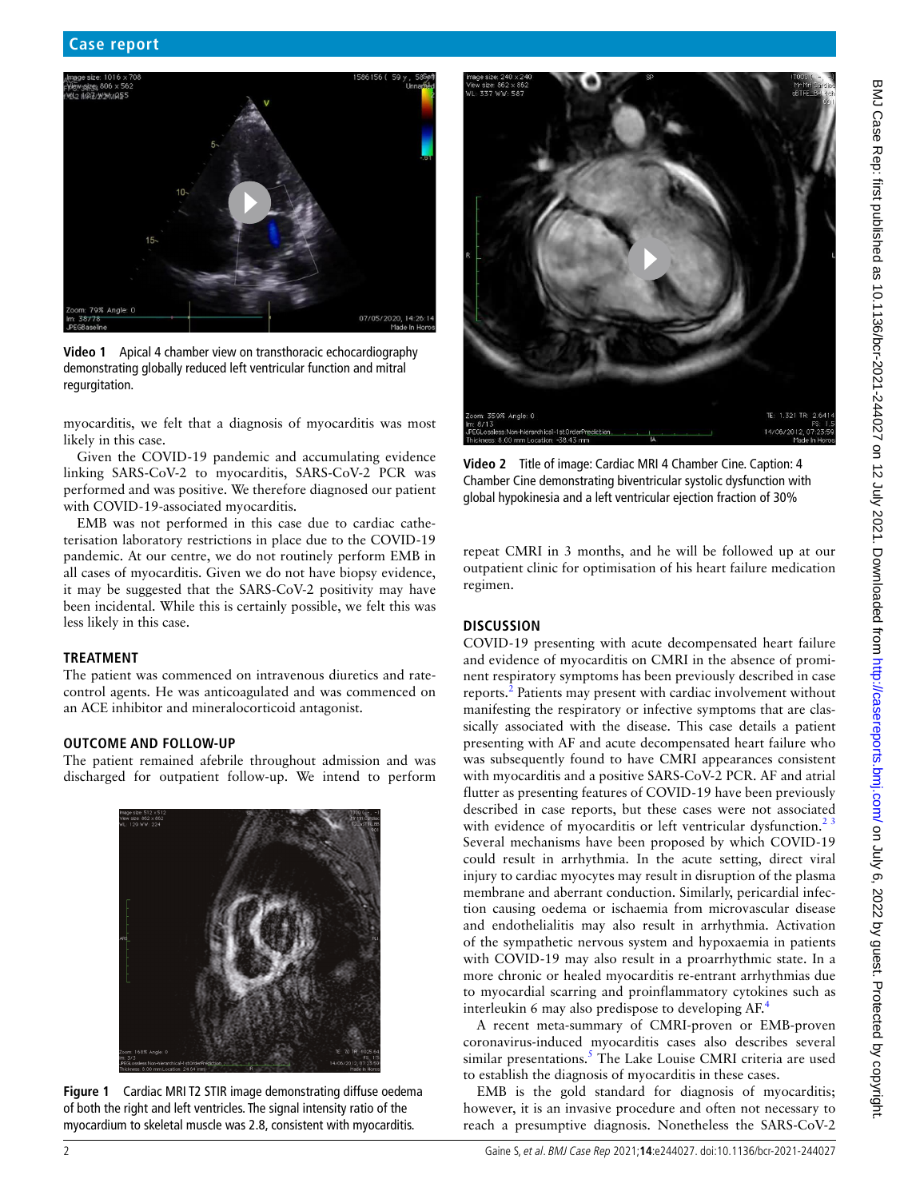Video 1 Apical 4 chamber view on transthoracic echocardiography demonstrating globally reduced left ventricular function and mitral regurgitation.

myocarditis, we felt that a diagnosis of myocarditis was most likely in this case.

Given the COVID-19 pandemic and accumulating evidence linking SARS-CoV-2 to myocarditis, SARS-CoV-2 PCR was performed and was positive. We therefore diagnosed our patient with COVID-19-associated myocarditis.

EMB was not performed in this case due to cardiac catheterisation laboratory restrictions in place due to the COVID-19 pandemic. At our centre, we do not routinely perform EMB in all cases of myocarditis. Given we do not have biopsy evidence, it may be suggested that the SARS-CoV-2 positivity may have been incidental. While this is certainly possible, we felt this was less likely in this case.

## TREATMENT

The patient was commenced on intravenous diuretics and rate-control agents. He was anticoagulated and was commenced on an ACE inhibitor and mineralocorticoid antagonist.

## OUTCOME AND FOLLOW-UP

The patient remained afebrile throughout admission and was discharged for outpatient follow-up. We intend to perform repeat CMRI in 3 months, and he will be followed up at our outpatient clinic for optimisation of his heart failure medication regimen.

Figure 1 Cardiac MRI T2 STIR image demonstrating diffuse oedema of both the right and left ventricles. The signal intensity ratio of the myocardium to skeletal muscle was 2.8, consistent with myocarditis.

Video 2 Title of image: Cardiac MRI 4 Chamber Cine. Caption: 4 Chamber Cine demonstrating biventricular systolic dysfunction with global hypokinesia and a left ventricular ejection fraction of 30%

## DISCUSSION

COVID-19 presenting with acute decompensated heart failure and evidence of myocarditis on CMRI in the absence of prominent respiratory symptoms has been previously described in case reports.[2] Patients may present with cardiac involvement without manifesting the respiratory or infective symptoms that are classically associated with the disease. This case details a patient presenting with AF and acute decompensated heart failure who was subsequently found to have CMRI appearances consistent with myocarditis and a positive SARS-CoV-2 PCR. AF and atrial flutter as presenting features of COVID-19 have been previously described in case reports, but these cases were not associated with evidence of myocarditis or left ventricular dysfunction.[2,3] Several mechanisms have been proposed by which COVID-19 could result in arrhythmia. In the acute setting, direct viral injury to cardiac myocytes may result in disruption of the plasma membrane and aberrant conduction. Similarly, pericardial infection causing oedema or ischaemia from microvascular disease and endothelialitis may also result in arrhythmia. Activation of the sympathetic nervous system and hypoxaemia in patients with COVID-19 may also result in a proarrhythmic state. In a more chronic or healed myocarditis re-entrant arrhythmias due to myocardial scarring and proinflammatory cytokines such as interleukin 6 may also predispose to developing AF.[4]

A recent meta-summary of CMRI-proven or EMB-proven coronavirus-induced myocarditis cases also describes several similar presentations.[5] The Lake Louise CMRI criteria are used to establish the diagnosis of myocarditis in these cases.

EMB is the gold standard for diagnosis of myocarditis; however, it is an invasive procedure and often not necessary to reach a presumptive diagnosis. Nonetheless the SARS-CoV-2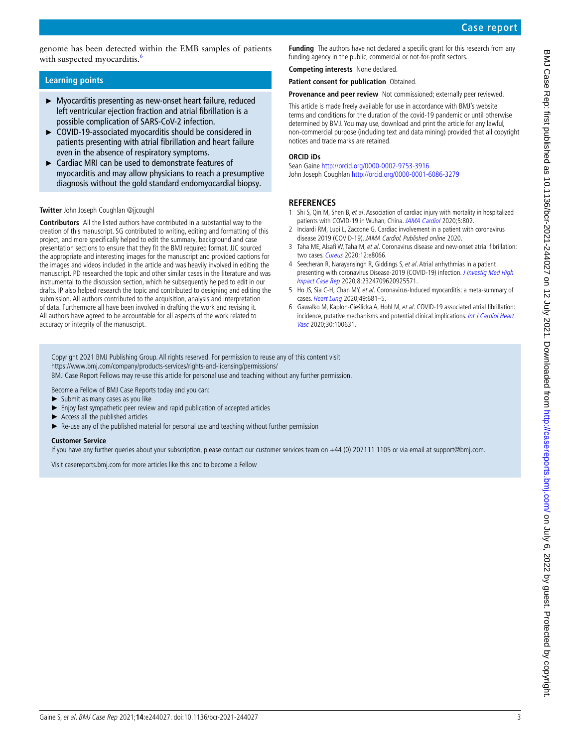genome has been detected within the EMB samples of patients with suspected myocarditis.[6]

## Learning points

- Myocarditis presenting as new-onset heart failure, reduced left ventricular ejection fraction and atrial fibrillation is a possible complication of SARS-CoV-2 infection.
- COVID-19-associated myocarditis should be considered in patients presenting with atrial fibrillation and heart failure even in the absence of respiratory symptoms.
- Cardiac MRI can be used to demonstrate features of myocarditis and may allow physicians to reach a presumptive diagnosis without the gold standard endomyocardial biopsy.

**Twitter** John Joseph Coughlan @jjcoughl

**Contributors** All the listed authors have contributed in a substantial way to the creation of this manuscript. SG contributed to writing, editing and formatting of this project, and more specifically helped to edit the summary, background and case presentation sections to ensure that they fit the BMJ required format. JJC sourced the appropriate and interesting images for the manuscript and provided captions for the images and videos included in the article and was heavily involved in editing the manuscript. PD researched the topic and other similar cases in the literature and was instrumental to the discussion section, which he subsequently helped to edit in our drafts. IP also helped research the topic and contributed to designing and editing the submission. All authors contributed to the acquisition, analysis and interpretation of data. Furthermore all have been involved in drafting the work and revising it. All authors have agreed to be accountable for all aspects of the work related to accuracy or integrity of the manuscript.

**Funding** The authors have not declared a specific grant for this research from any funding agency in the public, commercial or not-for-profit sectors.

**Competing interests** None declared.

**Patient consent for publication** Obtained.

**Provenance and peer review** Not commissioned; externally peer reviewed.

This article is made freely available for use in accordance with BMJ's website terms and conditions for the duration of the covid-19 pandemic or until otherwise determined by BMJ. You may use, download and print the article for any lawful, non-commercial purpose (including text and data mining) provided that all copyright notices and trade marks are retained.

**ORCID iDs**

Sean Gaine http://orcid.org/0000-0002-9753-3916
John Joseph Coughlan http://orcid.org/0000-0001-6086-3279

## REFERENCES

1. Shi S, Qin M, Shen B, *et al*. Association of cardiac injury with mortality in hospitalized patients with COVID-19 in Wuhan, China. *JAMA Cardiol* 2020;5:802.
2. Inciardi RM, Lupi L, Zaccone G. Cardiac involvement in a patient with coronavirus disease 2019 (COVID-19). *JAMA Cardiol. Published online* 2020.
3. Taha ME, Alsafi W, Taha M, *et al*. Coronavirus disease and new-onset atrial fibrillation: two cases. *Cureus* 2020;12:e8066.
4. Seecheran R, Narayansingh R, Giddings S, *et al*. Atrial arrhythmias in a patient presenting with coronavirus Disease-2019 (COVID-19) infection. *J Investig Med High Impact Case Rep* 2020;8:2324709620925571.
5. Ho JS, Sia C-H, Chan MY, *et al*. Coronavirus-Induced myocarditis: a meta-summary of cases. *Heart Lung* 2020;49:681–5.
6. Gawałko M, Kapłon-Cieślicka A, Hohl M, *et al*. COVID-19 associated atrial fibrillation: incidence, putative mechanisms and potential clinical implications. *Int J Cardiol Heart Vasc* 2020;30:100631.

Copyright 2021 BMJ Publishing Group. All rights reserved. For permission to reuse any of this content visit https://www.bmj.com/company/products-services/rights-and-licensing/permissions/
BMJ Case Report Fellows may re-use this article for personal use and teaching without any further permission.

Become a Fellow of BMJ Case Reports today and you can:

- Submit as many cases as you like
- Enjoy fast sympathetic peer review and rapid publication of accepted articles
- Access all the published articles
- Re-use any of the published material for personal use and teaching without further permission

**Customer Service**

If you have any further queries about your subscription, please contact our customer services team on +44 (0) 207111 1105 or via email at support@bmj.com.

Visit casereports.bmj.com for more articles like this and to become a Fellow